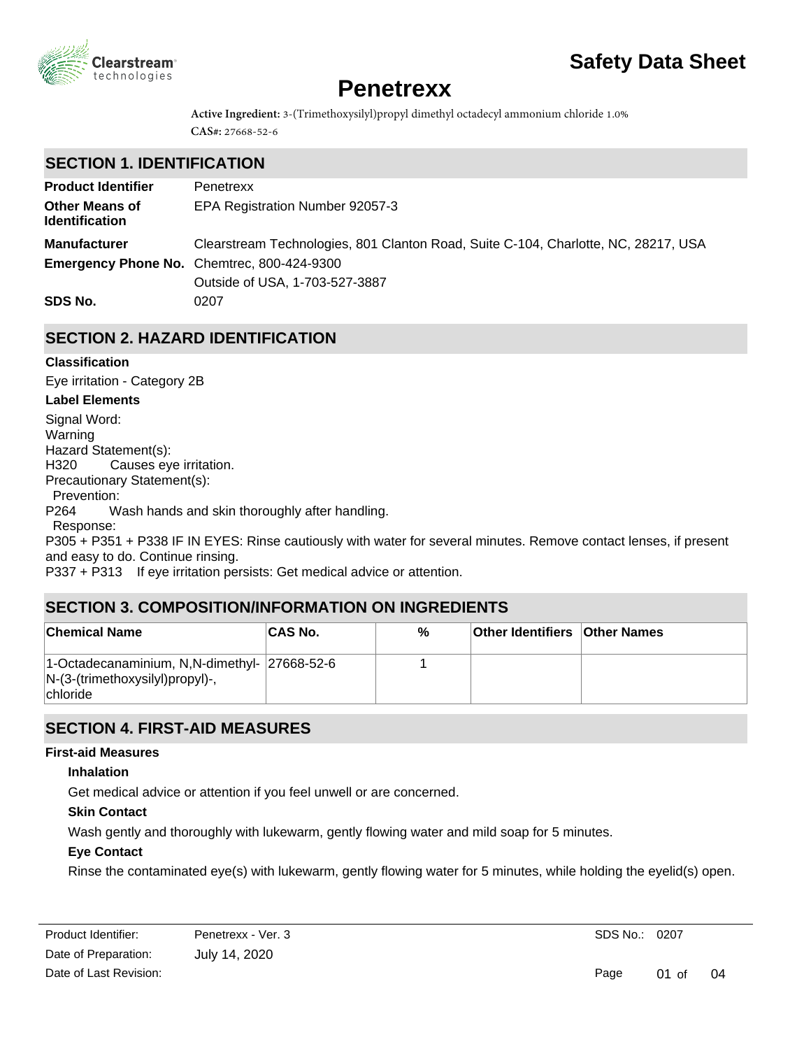# Safety Data Sheet

# Penetrexx

**Active Ingredient:** 3-(Trimethoxysilyl)propyl dimethyl octadecyl ammonium chloride 1.0%
**CAS#:** 27668-52-6

## SECTION 1. IDENTIFICATION

| | |
|---|---|
| **Product Identifier** | Penetrexx |
| **Other Means of Identification** | EPA Registration Number 92057-3 |
| **Manufacturer** | Clearstream Technologies, 801 Clanton Road, Suite C-104, Charlotte, NC, 28217, USA |
| **Emergency Phone No.** | Chemtrec, 800-424-9300 |
| | Outside of USA, 1-703-527-3887 |
| **SDS No.** | 0207 |

## SECTION 2. HAZARD IDENTIFICATION

**Classification**

Eye irritation - Category 2B

**Label Elements**

Signal Word:
Warning
Hazard Statement(s):
H320 Causes eye irritation.
Precautionary Statement(s):
Prevention:
P264 Wash hands and skin thoroughly after handling.
Response:
P305 + P351 + P338 IF IN EYES: Rinse cautiously with water for several minutes. Remove contact lenses, if present and easy to do. Continue rinsing.
P337 + P313 If eye irritation persists: Get medical advice or attention.

## SECTION 3. COMPOSITION/INFORMATION ON INGREDIENTS

| Chemical Name | CAS No. | % | Other Identifiers | Other Names |
|---|---|---|---|---|
| 1-Octadecanaminium, N,N-dimethyl-N-(3-(trimethoxysilyl)propyl)-, chloride | 27668-52-6 | 1 | | |

## SECTION 4. FIRST-AID MEASURES

**First-aid Measures**

**Inhalation**

Get medical advice or attention if you feel unwell or are concerned.

**Skin Contact**

Wash gently and thoroughly with lukewarm, gently flowing water and mild soap for 5 minutes.

**Eye Contact**

Rinse the contaminated eye(s) with lukewarm, gently flowing water for 5 minutes, while holding the eyelid(s) open.

| | | | |
|---|---|---|---|
| Product Identifier: | Penetrexx - Ver. 3 | SDS No.: | 0207 |
| Date of Preparation: | July 14, 2020 | | |
| Date of Last Revision: | | | |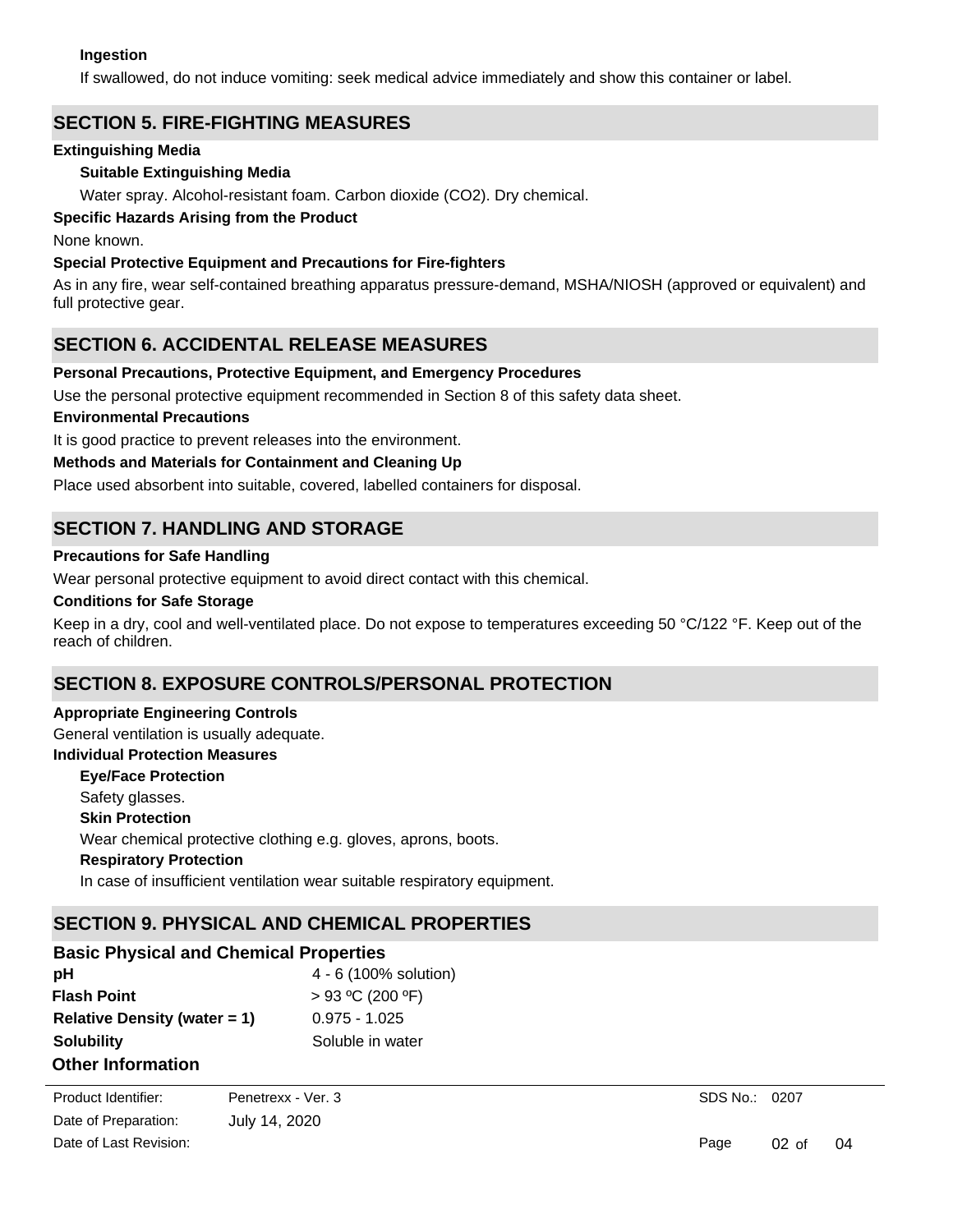### Ingestion

If swallowed, do not induce vomiting: seek medical advice immediately and show this container or label.

## SECTION 5. FIRE-FIGHTING MEASURES

**Extinguishing Media**

**Suitable Extinguishing Media**

Water spray. Alcohol-resistant foam. Carbon dioxide ($CO_2$). Dry chemical.

**Specific Hazards Arising from the Product**

None known.

**Special Protective Equipment and Precautions for Fire-fighters**

As in any fire, wear self-contained breathing apparatus pressure-demand, MSHA/NIOSH (approved or equivalent) and full protective gear.

## SECTION 6. ACCIDENTAL RELEASE MEASURES

**Personal Precautions, Protective Equipment, and Emergency Procedures**

Use the personal protective equipment recommended in Section 8 of this safety data sheet.

**Environmental Precautions**

It is good practice to prevent releases into the environment.

**Methods and Materials for Containment and Cleaning Up**

Place used absorbent into suitable, covered, labelled containers for disposal.

## SECTION 7. HANDLING AND STORAGE

**Precautions for Safe Handling**

Wear personal protective equipment to avoid direct contact with this chemical.

**Conditions for Safe Storage**

Keep in a dry, cool and well-ventilated place. Do not expose to temperatures exceeding 50 °C/122 °F. Keep out of the reach of children.

## SECTION 8. EXPOSURE CONTROLS/PERSONAL PROTECTION

**Appropriate Engineering Controls**

General ventilation is usually adequate.

**Individual Protection Measures**

**Eye/Face Protection**

Safety glasses.

**Skin Protection**

Wear chemical protective clothing e.g. gloves, aprons, boots.

**Respiratory Protection**

In case of insufficient ventilation wear suitable respiratory equipment.

## SECTION 9. PHYSICAL AND CHEMICAL PROPERTIES

**Basic Physical and Chemical Properties**

| | |
|---|---|
| **pH** | 4 - 6 (100% solution) |
| **Flash Point** | > 93 ºC (200 ºF) |
| **Relative Density (water = 1)** | 0.975 - 1.025 |
| **Solubility** | Soluble in water |

**Other Information**

| | | | |
|---|---|---|---|
| Product Identifier: | Penetrexx - Ver. 3 | SDS No.: | 0207 |
| Date of Preparation: | July 14, 2020 | | |
| Date of Last Revision: | | | |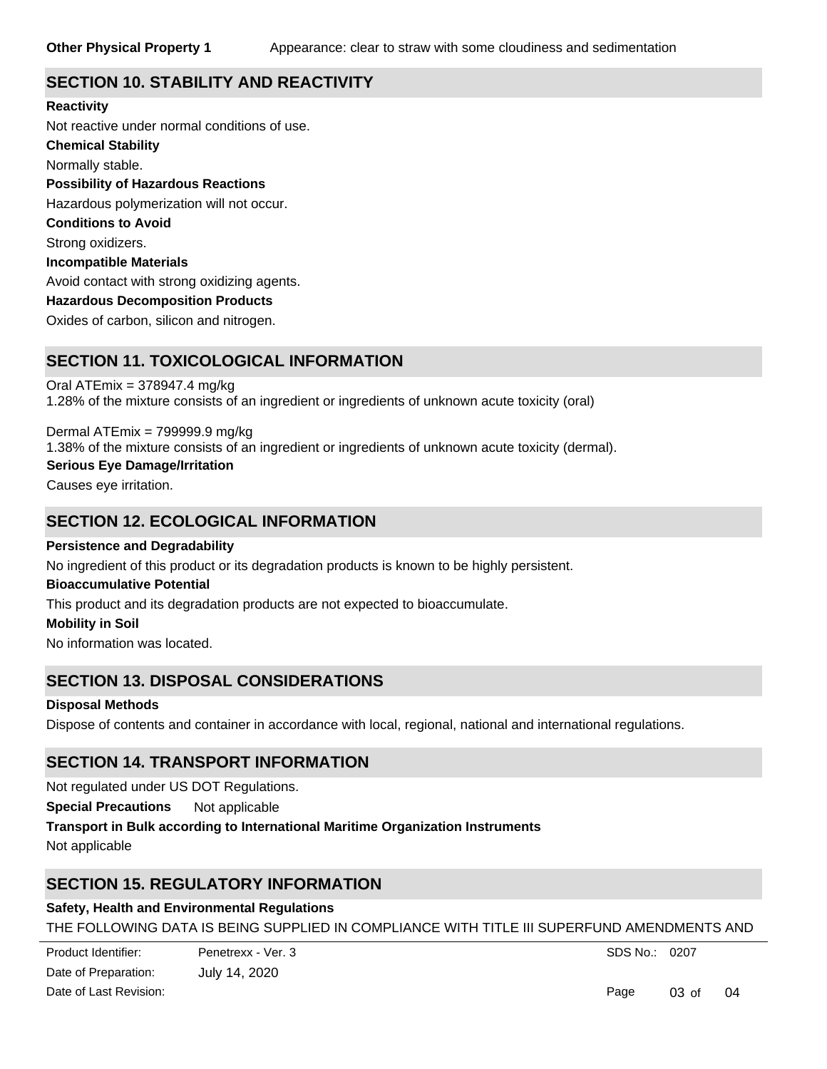**Other Physical Property 1** Appearance: clear to straw with some cloudiness and sedimentation

## SECTION 10. STABILITY AND REACTIVITY

**Reactivity**

Not reactive under normal conditions of use.

**Chemical Stability**

Normally stable.

**Possibility of Hazardous Reactions**

Hazardous polymerization will not occur.

**Conditions to Avoid**

Strong oxidizers.

**Incompatible Materials**

Avoid contact with strong oxidizing agents.

**Hazardous Decomposition Products**

Oxides of carbon, silicon and nitrogen.

## SECTION 11. TOXICOLOGICAL INFORMATION

Oral ATEmix = 378947.4 mg/kg
1.28% of the mixture consists of an ingredient or ingredients of unknown acute toxicity (oral)

Dermal ATEmix = 799999.9 mg/kg
1.38% of the mixture consists of an ingredient or ingredients of unknown acute toxicity (dermal).

**Serious Eye Damage/Irritation**

Causes eye irritation.

## SECTION 12. ECOLOGICAL INFORMATION

**Persistence and Degradability**

No ingredient of this product or its degradation products is known to be highly persistent.

**Bioaccumulative Potential**

This product and its degradation products are not expected to bioaccumulate.

**Mobility in Soil**

No information was located.

## SECTION 13. DISPOSAL CONSIDERATIONS

**Disposal Methods**

Dispose of contents and container in accordance with local, regional, national and international regulations.

## SECTION 14. TRANSPORT INFORMATION

Not regulated under US DOT Regulations.

**Special Precautions** Not applicable

**Transport in Bulk according to International Maritime Organization Instruments**

Not applicable

## SECTION 15. REGULATORY INFORMATION

**Safety, Health and Environmental Regulations**

THE FOLLOWING DATA IS BEING SUPPLIED IN COMPLIANCE WITH TITLE III SUPERFUND AMENDMENTS AND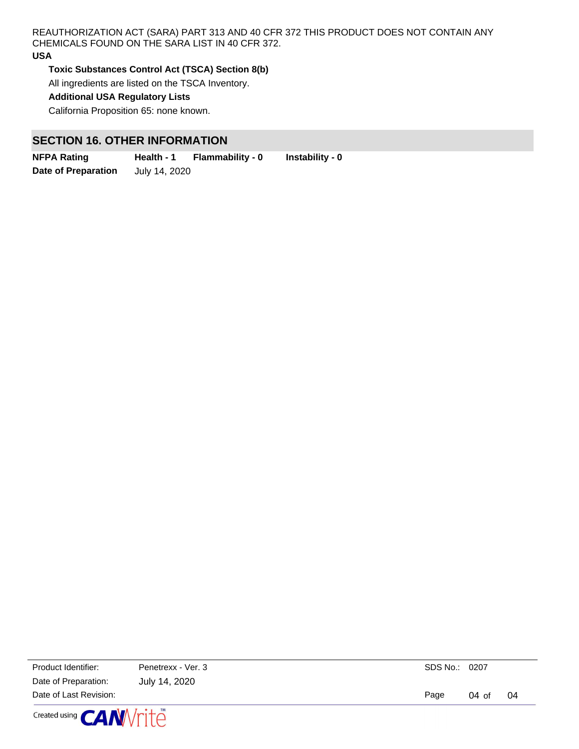REAUTHORIZATION ACT (SARA) PART 313 AND 40 CFR 372 THIS PRODUCT DOES NOT CONTAIN ANY CHEMICALS FOUND ON THE SARA LIST IN 40 CFR 372.

**USA**

**Toxic Substances Control Act (TSCA) Section 8(b)**

All ingredients are listed on the TSCA Inventory.

**Additional USA Regulatory Lists**

California Proposition 65: none known.

## SECTION 16. OTHER INFORMATION

| | | | |
|---|---|---|---|
| **NFPA Rating** | **Health - 1** | **Flammability - 0** | **Instability - 0** |
| **Date of Preparation** | July 14, 2020 | | |